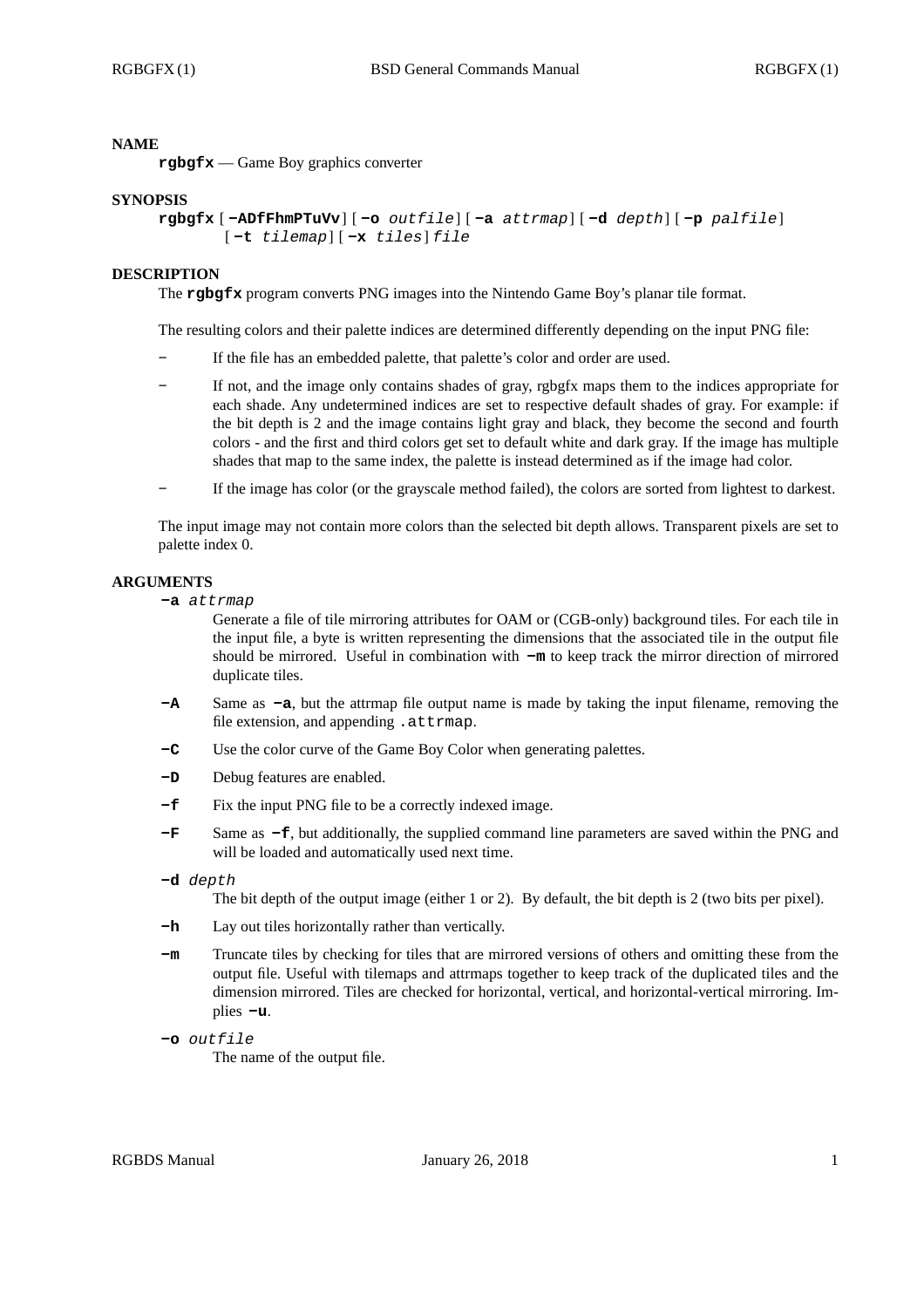## NAME

**rgbgfx** — Game Boy graphics converter

## SYNOPSIS

**rgbgfx** [**−ADfFhmPTuVv**] [**−o** *outfile*] [**−a** *attrmap*] [**−d** *depth*] [**−p** *palfile*] [**−t** *tilemap*] [**−x** *tiles*] *file*

## DESCRIPTION

The **rgbgfx** program converts PNG images into the Nintendo Game Boy's planar tile format.

The resulting colors and their palette indices are determined differently depending on the input PNG file:

- If the file has an embedded palette, that palette's color and order are used.
- If not, and the image only contains shades of gray, rgbgfx maps them to the indices appropriate for each shade. Any undetermined indices are set to respective default shades of gray. For example: if the bit depth is 2 and the image contains light gray and black, they become the second and fourth colors - and the first and third colors get set to default white and dark gray. If the image has multiple shades that map to the same index, the palette is instead determined as if the image had color.
- If the image has color (or the grayscale method failed), the colors are sorted from lightest to darkest.

The input image may not contain more colors than the selected bit depth allows. Transparent pixels are set to palette index 0.

## ARGUMENTS

**−a** *attrmap*
: Generate a file of tile mirroring attributes for OAM or (CGB-only) background tiles. For each tile in the input file, a byte is written representing the dimensions that the associated tile in the output file should be mirrored. Useful in combination with **−m** to keep track the mirror direction of mirrored duplicate tiles.

**−A**
: Same as **−a**, but the attrmap file output name is made by taking the input filename, removing the file extension, and appending `.attrmap`.

**−C**
: Use the color curve of the Game Boy Color when generating palettes.

**−D**
: Debug features are enabled.

**−f**
: Fix the input PNG file to be a correctly indexed image.

**−F**
: Same as **−f**, but additionally, the supplied command line parameters are saved within the PNG and will be loaded and automatically used next time.

**−d** *depth*
: The bit depth of the output image (either 1 or 2). By default, the bit depth is 2 (two bits per pixel).

**−h**
: Lay out tiles horizontally rather than vertically.

**−m**
: Truncate tiles by checking for tiles that are mirrored versions of others and omitting these from the output file. Useful with tilemaps and attrmaps together to keep track of the duplicated tiles and the dimension mirrored. Tiles are checked for horizontal, vertical, and horizontal-vertical mirroring. Implies **−u**.

**−o** *outfile*
: The name of the output file.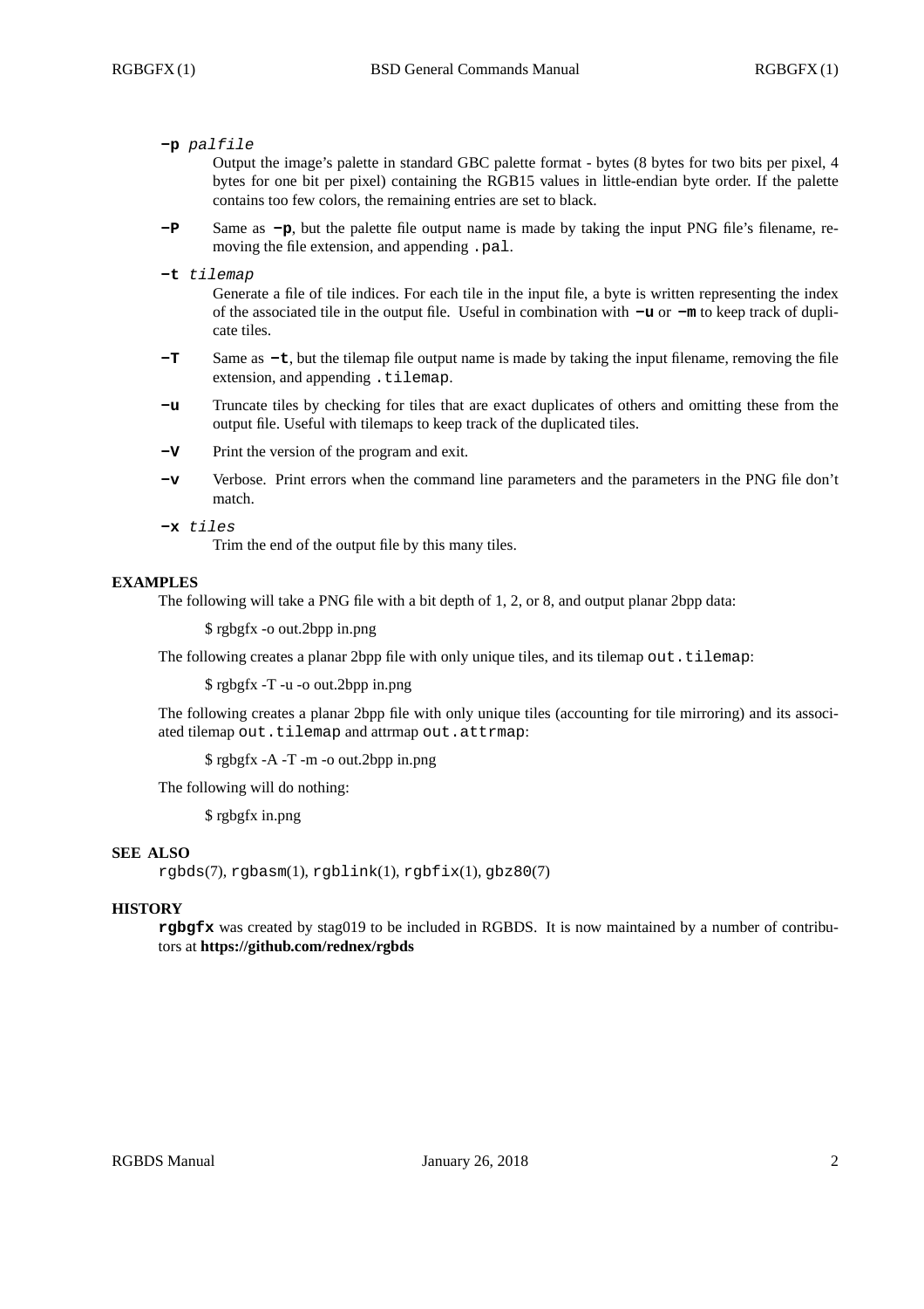**−p** *palfile*
: Output the image's palette in standard GBC palette format - bytes (8 bytes for two bits per pixel, 4 bytes for one bit per pixel) containing the RGB15 values in little-endian byte order. If the palette contains too few colors, the remaining entries are set to black.

**−P**
: Same as **−p**, but the palette file output name is made by taking the input PNG file's filename, removing the file extension, and appending `.pal`.

**−t** *tilemap*
: Generate a file of tile indices. For each tile in the input file, a byte is written representing the index of the associated tile in the output file. Useful in combination with **−u** or **−m** to keep track of duplicate tiles.

**−T**
: Same as **−t**, but the tilemap file output name is made by taking the input filename, removing the file extension, and appending `.tilemap`.

**−u**
: Truncate tiles by checking for tiles that are exact duplicates of others and omitting these from the output file. Useful with tilemaps to keep track of the duplicated tiles.

**−V**
: Print the version of the program and exit.

**−v**
: Verbose. Print errors when the command line parameters and the parameters in the PNG file don't match.

**−x** *tiles*
: Trim the end of the output file by this many tiles.

## EXAMPLES

The following will take a PNG file with a bit depth of 1, 2, or 8, and output planar 2bpp data:

```
$ rgbgfx -o out.2bpp in.png
```

The following creates a planar 2bpp file with only unique tiles, and its tilemap `out.tilemap`:

```
$ rgbgfx -T -u -o out.2bpp in.png
```

The following creates a planar 2bpp file with only unique tiles (accounting for tile mirroring) and its associated tilemap `out.tilemap` and attrmap `out.attrmap`:

```
$ rgbgfx -A -T -m -o out.2bpp in.png
```

The following will do nothing:

```
$ rgbgfx in.png
```

## SEE ALSO

`rgbds`(7), `rgbasm`(1), `rgblink`(1), `rgbfix`(1), `gbz80`(7)

## HISTORY

**rgbgfx** was created by stag019 to be included in RGBDS. It is now maintained by a number of contributors at **https://github.com/rednex/rgbds**